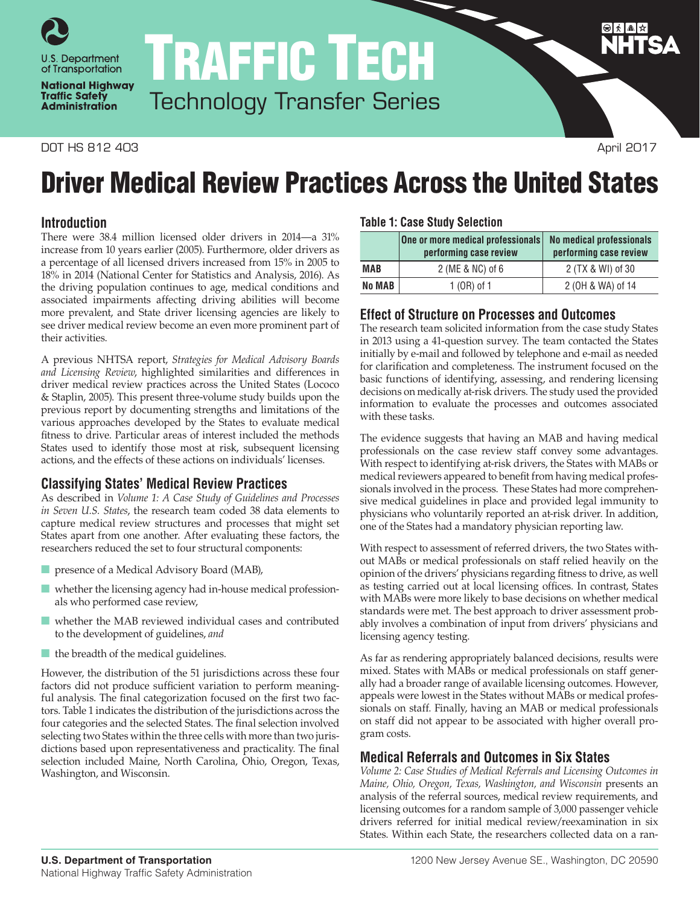# Traffic Tech

Technology Transfer Series

DOT HS 812 403 April 2017

# Driver Medical Review Practices Across the United States

## Introduction

There were 38.4 million licensed older drivers in 2014—a 31% increase from 10 years earlier (2005). Furthermore, older drivers as a percentage of all licensed drivers increased from 15% in 2005 to 18% in 2014 (National Center for Statistics and Analysis, 2016). As the driving population continues to age, medical conditions and associated impairments affecting driving abilities will become more prevalent, and State driver licensing agencies are likely to see driver medical review become an even more prominent part of their activities.

A previous NHTSA report, *Strategies for Medical Advisory Boards and Licensing Review*, highlighted similarities and differences in driver medical review practices across the United States (Lococo & Staplin, 2005). This present three-volume study builds upon the previous report by documenting strengths and limitations of the various approaches developed by the States to evaluate medical fitness to drive. Particular areas of interest included the methods States used to identify those most at risk, subsequent licensing actions, and the effects of these actions on individuals' licenses.

## Classifying States' Medical Review Practices

As described in *Volume 1: A Case Study of Guidelines and Processes in Seven U.S. States*, the research team coded 38 data elements to capture medical review structures and processes that might set States apart from one another. After evaluating these factors, the researchers reduced the set to four structural components:

- presence of a Medical Advisory Board (MAB),
- whether the licensing agency had in-house medical professionals who performed case review,
- whether the MAB reviewed individual cases and contributed to the development of guidelines, *and*
- the breadth of the medical guidelines.

However, the distribution of the 51 jurisdictions across these four factors did not produce sufficient variation to perform meaningful analysis. The final categorization focused on the first two factors. Table 1 indicates the distribution of the jurisdictions across the four categories and the selected States. The final selection involved selecting two States within the three cells with more than two jurisdictions based upon representativeness and practicality. The final selection included Maine, North Carolina, Ohio, Oregon, Texas, Washington, and Wisconsin.

**Table 1: Case Study Selection**

| | One or more medical professionals performing case review | No medical professionals performing case review |
|---|---|---|
| **MAB** | 2 (ME & NC) of 6 | 2 (TX & WI) of 30 |
| **No MAB** | 1 (OR) of 1 | 2 (OH & WA) of 14 |

## Effect of Structure on Processes and Outcomes

The research team solicited information from the case study States in 2013 using a 41-question survey. The team contacted the States initially by e-mail and followed by telephone and e-mail as needed for clarification and completeness. The instrument focused on the basic functions of identifying, assessing, and rendering licensing decisions on medically at-risk drivers. The study used the provided information to evaluate the processes and outcomes associated with these tasks.

The evidence suggests that having an MAB and having medical professionals on the case review staff convey some advantages. With respect to identifying at-risk drivers, the States with MABs or medical reviewers appeared to benefit from having medical professionals involved in the process. These States had more comprehensive medical guidelines in place and provided legal immunity to physicians who voluntarily reported an at-risk driver. In addition, one of the States had a mandatory physician reporting law.

With respect to assessment of referred drivers, the two States without MABs or medical professionals on staff relied heavily on the opinion of the drivers' physicians regarding fitness to drive, as well as testing carried out at local licensing offices. In contrast, States with MABs were more likely to base decisions on whether medical standards were met. The best approach to driver assessment probably involves a combination of input from drivers' physicians and licensing agency testing.

As far as rendering appropriately balanced decisions, results were mixed. States with MABs or medical professionals on staff generally had a broader range of available licensing outcomes. However, appeals were lowest in the States without MABs or medical professionals on staff. Finally, having an MAB or medical professionals on staff did not appear to be associated with higher overall program costs.

## Medical Referrals and Outcomes in Six States

*Volume 2: Case Studies of Medical Referrals and Licensing Outcomes in Maine, Ohio, Oregon, Texas, Washington, and Wisconsin* presents an analysis of the referral sources, medical review requirements, and licensing outcomes for a random sample of 3,000 passenger vehicle drivers referred for initial medical review/reexamination in six States. Within each State, the researchers collected data on a ran-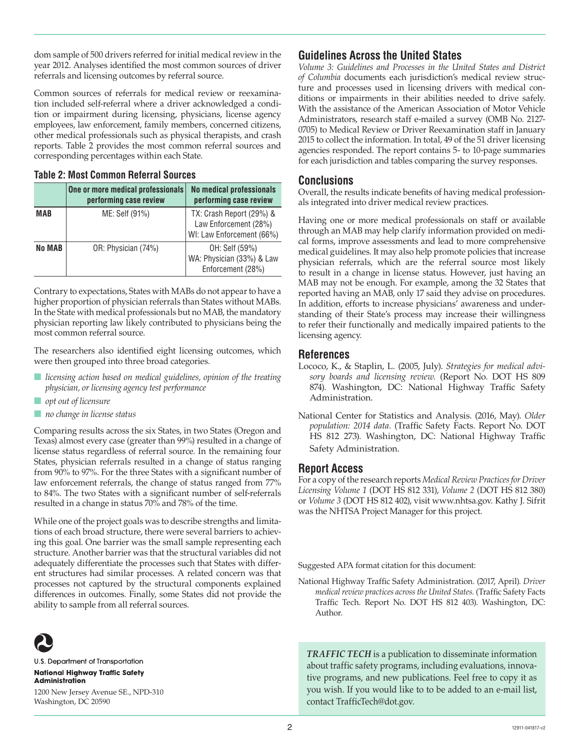dom sample of 500 drivers referred for initial medical review in the year 2012. Analyses identified the most common sources of driver referrals and licensing outcomes by referral source.

Common sources of referrals for medical review or reexamination included self-referral where a driver acknowledged a condition or impairment during licensing, physicians, license agency employees, law enforcement, family members, concerned citizens, other medical professionals such as physical therapists, and crash reports. Table 2 provides the most common referral sources and corresponding percentages within each State.

### Table 2: Most Common Referral Sources

| | One or more medical professionals performing case review | No medical professionals performing case review |
|---|---|---|
| **MAB** | ME: Self (91%) | TX: Crash Report (29%) & Law Enforcement (28%) WI: Law Enforcement (66%) |
| **No MAB** | OR: Physician (74%) | OH: Self (59%) WA: Physician (33%) & Law Enforcement (28%) |

Contrary to expectations, States with MABs do not appear to have a higher proportion of physician referrals than States without MABs. In the State with medical professionals but no MAB, the mandatory physician reporting law likely contributed to physicians being the most common referral source.

The researchers also identified eight licensing outcomes, which were then grouped into three broad categories.

- *licensing action based on medical guidelines, opinion of the treating physician, or licensing agency test performance*
- *opt out of licensure*
- *no change in license status*

Comparing results across the six States, in two States (Oregon and Texas) almost every case (greater than 99%) resulted in a change of license status regardless of referral source. In the remaining four States, physician referrals resulted in a change of status ranging from 90% to 97%. For the three States with a significant number of law enforcement referrals, the change of status ranged from 77% to 84%. The two States with a significant number of self-referrals resulted in a change in status 70% and 78% of the time.

While one of the project goals was to describe strengths and limitations of each broad structure, there were several barriers to achieving this goal. One barrier was the small sample representing each structure. Another barrier was that the structural variables did not adequately differentiate the processes such that States with different structures had similar processes. A related concern was that processes not captured by the structural components explained differences in outcomes. Finally, some States did not provide the ability to sample from all referral sources.

## Guidelines Across the United States

*Volume 3: Guidelines and Processes in the United States and District of Columbia* documents each jurisdiction's medical review structure and processes used in licensing drivers with medical conditions or impairments in their abilities needed to drive safely. With the assistance of the American Association of Motor Vehicle Administrators, research staff e-mailed a survey (OMB No. 2127-0705) to Medical Review or Driver Reexamination staff in January 2015 to collect the information. In total, 49 of the 51 driver licensing agencies responded. The report contains 5- to 10-page summaries for each jurisdiction and tables comparing the survey responses.

## Conclusions

Overall, the results indicate benefits of having medical professionals integrated into driver medical review practices.

Having one or more medical professionals on staff or available through an MAB may help clarify information provided on medical forms, improve assessments and lead to more comprehensive medical guidelines. It may also help promote policies that increase physician referrals, which are the referral source most likely to result in a change in license status. However, just having an MAB may not be enough. For example, among the 32 States that reported having an MAB, only 17 said they advise on procedures. In addition, efforts to increase physicians' awareness and understanding of their State's process may increase their willingness to refer their functionally and medically impaired patients to the licensing agency.

## References

Lococo, K., & Staplin, L. (2005, July). *Strategies for medical advisory boards and licensing review.* (Report No. DOT HS 809 874). Washington, DC: National Highway Traffic Safety Administration.

National Center for Statistics and Analysis. (2016, May). *Older population: 2014 data.* (Traffic Safety Facts. Report No. DOT HS 812 273). Washington, DC: National Highway Traffic Safety Administration.

## Report Access

For a copy of the research reports *Medical Review Practices for Driver Licensing Volume 1* (DOT HS 812 331), *Volume 2* (DOT HS 812 380) or *Volume 3* (DOT HS 812 402), visit www.nhtsa.gov. Kathy J. Sifrit was the NHTSA Project Manager for this project.

Suggested APA format citation for this document:

National Highway Traffic Safety Administration. (2017, April). *Driver medical review practices across the United States.* (Traffic Safety Facts Traffic Tech. Report No. DOT HS 812 403). Washington, DC: Author.

U.S. Department of Transportation
**National Highway Traffic Safety Administration**
1200 New Jersey Avenue SE., NPD-310
Washington, DC 20590

***TRAFFIC TECH*** is a publication to disseminate information about traffic safety programs, including evaluations, innovative programs, and new publications. Feel free to copy it as you wish. If you would like to to be added to an e-mail list, contact TrafficTech@dot.gov.

12911-041817-v2